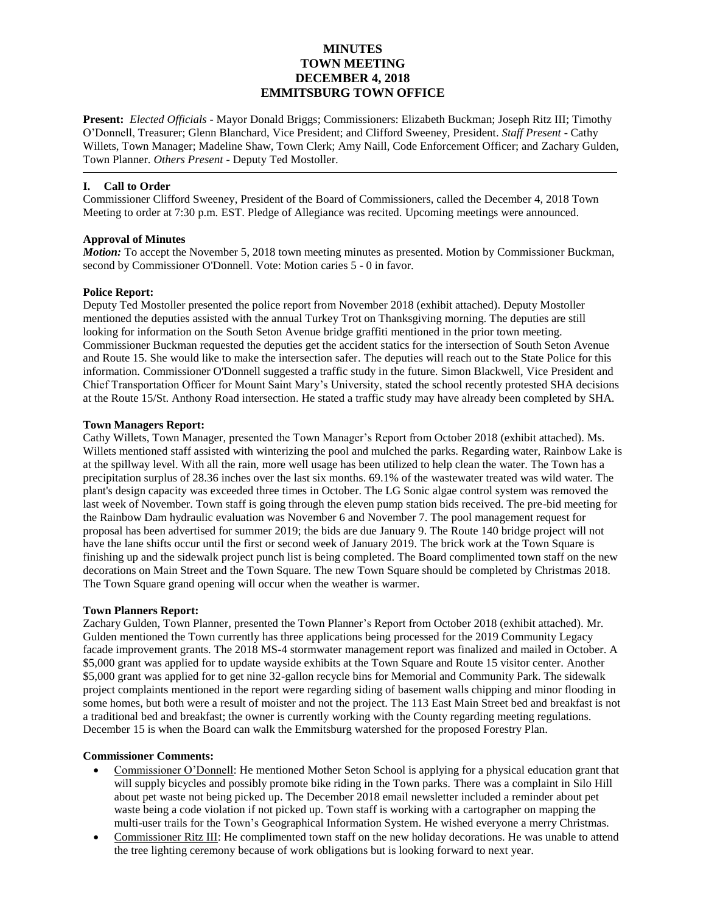# MINUTES
# TOWN MEETING
# DECEMBER 4, 2018
# EMMITSBURG TOWN OFFICE

**Present:** *Elected Officials* - Mayor Donald Briggs; Commissioners: Elizabeth Buckman; Joseph Ritz III; Timothy O'Donnell, Treasurer; Glenn Blanchard, Vice President; and Clifford Sweeney, President. *Staff Present* - Cathy Willets, Town Manager; Madeline Shaw, Town Clerk; Amy Naill, Code Enforcement Officer; and Zachary Gulden, Town Planner. *Others Present* - Deputy Ted Mostoller.

---

## I. Call to Order

Commissioner Clifford Sweeney, President of the Board of Commissioners, called the December 4, 2018 Town Meeting to order at 7:30 p.m. EST. Pledge of Allegiance was recited. Upcoming meetings were announced.

### Approval of Minutes

***Motion:*** To accept the November 5, 2018 town meeting minutes as presented. Motion by Commissioner Buckman, second by Commissioner O'Donnell. Vote: Motion caries 5 - 0 in favor.

### Police Report:

Deputy Ted Mostoller presented the police report from November 2018 (exhibit attached). Deputy Mostoller mentioned the deputies assisted with the annual Turkey Trot on Thanksgiving morning. The deputies are still looking for information on the South Seton Avenue bridge graffiti mentioned in the prior town meeting. Commissioner Buckman requested the deputies get the accident statics for the intersection of South Seton Avenue and Route 15. She would like to make the intersection safer. The deputies will reach out to the State Police for this information. Commissioner O'Donnell suggested a traffic study in the future. Simon Blackwell, Vice President and Chief Transportation Officer for Mount Saint Mary's University, stated the school recently protested SHA decisions at the Route 15/St. Anthony Road intersection. He stated a traffic study may have already been completed by SHA.

### Town Managers Report:

Cathy Willets, Town Manager, presented the Town Manager's Report from October 2018 (exhibit attached). Ms. Willets mentioned staff assisted with winterizing the pool and mulched the parks. Regarding water, Rainbow Lake is at the spillway level. With all the rain, more well usage has been utilized to help clean the water. The Town has a precipitation surplus of 28.36 inches over the last six months. 69.1% of the wastewater treated was wild water. The plant's design capacity was exceeded three times in October. The LG Sonic algae control system was removed the last week of November. Town staff is going through the eleven pump station bids received. The pre-bid meeting for the Rainbow Dam hydraulic evaluation was November 6 and November 7. The pool management request for proposal has been advertised for summer 2019; the bids are due January 9. The Route 140 bridge project will not have the lane shifts occur until the first or second week of January 2019. The brick work at the Town Square is finishing up and the sidewalk project punch list is being completed. The Board complimented town staff on the new decorations on Main Street and the Town Square. The new Town Square should be completed by Christmas 2018. The Town Square grand opening will occur when the weather is warmer.

### Town Planners Report:

Zachary Gulden, Town Planner, presented the Town Planner's Report from October 2018 (exhibit attached). Mr. Gulden mentioned the Town currently has three applications being processed for the 2019 Community Legacy facade improvement grants. The 2018 MS-4 stormwater management report was finalized and mailed in October. A $5,000 grant was applied for to update wayside exhibits at the Town Square and Route 15 visitor center. Another $5,000 grant was applied for to get nine 32-gallon recycle bins for Memorial and Community Park. The sidewalk project complaints mentioned in the report were regarding siding of basement walls chipping and minor flooding in some homes, but both were a result of moister and not the project. The 113 East Main Street bed and breakfast is not a traditional bed and breakfast; the owner is currently working with the County regarding meeting regulations. December 15 is when the Board can walk the Emmitsburg watershed for the proposed Forestry Plan.

### Commissioner Comments:

- Commissioner O'Donnell: He mentioned Mother Seton School is applying for a physical education grant that will supply bicycles and possibly promote bike riding in the Town parks. There was a complaint in Silo Hill about pet waste not being picked up. The December 2018 email newsletter included a reminder about pet waste being a code violation if not picked up. Town staff is working with a cartographer on mapping the multi-user trails for the Town's Geographical Information System. He wished everyone a merry Christmas.
- Commissioner Ritz III: He complimented town staff on the new holiday decorations. He was unable to attend the tree lighting ceremony because of work obligations but is looking forward to next year.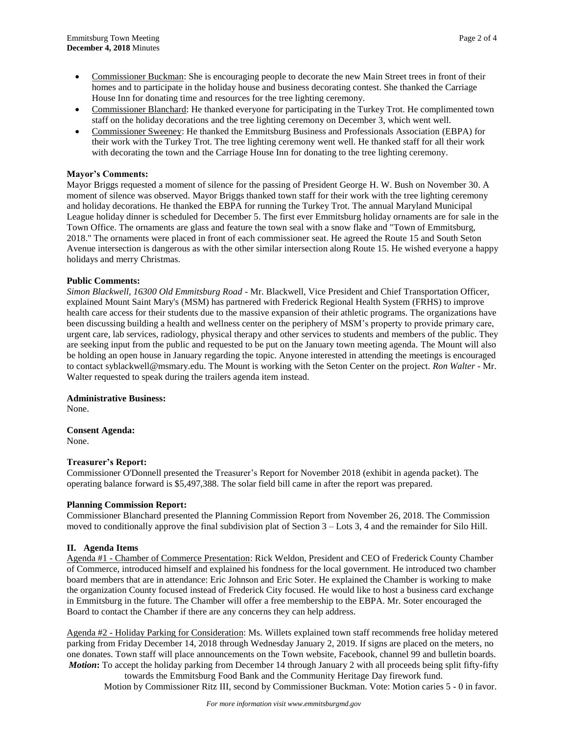- Commissioner Buckman: She is encouraging people to decorate the new Main Street trees in front of their homes and to participate in the holiday house and business decorating contest. She thanked the Carriage House Inn for donating time and resources for the tree lighting ceremony.
- Commissioner Blanchard: He thanked everyone for participating in the Turkey Trot. He complimented town staff on the holiday decorations and the tree lighting ceremony on December 3, which went well.
- Commissioner Sweeney: He thanked the Emmitsburg Business and Professionals Association (EBPA) for their work with the Turkey Trot. The tree lighting ceremony went well. He thanked staff for all their work with decorating the town and the Carriage House Inn for donating to the tree lighting ceremony.

**Mayor's Comments:**

Mayor Briggs requested a moment of silence for the passing of President George H. W. Bush on November 30. A moment of silence was observed. Mayor Briggs thanked town staff for their work with the tree lighting ceremony and holiday decorations. He thanked the EBPA for running the Turkey Trot. The annual Maryland Municipal League holiday dinner is scheduled for December 5. The first ever Emmitsburg holiday ornaments are for sale in the Town Office. The ornaments are glass and feature the town seal with a snow flake and "Town of Emmitsburg, 2018." The ornaments were placed in front of each commissioner seat. He agreed the Route 15 and South Seton Avenue intersection is dangerous as with the other similar intersection along Route 15. He wished everyone a happy holidays and merry Christmas.

**Public Comments:**

*Simon Blackwell, 16300 Old Emmitsburg Road* - Mr. Blackwell, Vice President and Chief Transportation Officer, explained Mount Saint Mary's (MSM) has partnered with Frederick Regional Health System (FRHS) to improve health care access for their students due to the massive expansion of their athletic programs. The organizations have been discussing building a health and wellness center on the periphery of MSM's property to provide primary care, urgent care, lab services, radiology, physical therapy and other services to students and members of the public. They are seeking input from the public and requested to be put on the January town meeting agenda. The Mount will also be holding an open house in January regarding the topic. Anyone interested in attending the meetings is encouraged to contact syblackwell@msmary.edu. The Mount is working with the Seton Center on the project. *Ron Walter* - Mr. Walter requested to speak during the trailers agenda item instead.

**Administrative Business:**

None.

**Consent Agenda:**

None.

**Treasurer's Report:**

Commissioner O'Donnell presented the Treasurer's Report for November 2018 (exhibit in agenda packet). The operating balance forward is $5,497,388. The solar field bill came in after the report was prepared.

**Planning Commission Report:**

Commissioner Blanchard presented the Planning Commission Report from November 26, 2018. The Commission moved to conditionally approve the final subdivision plat of Section 3 – Lots 3, 4 and the remainder for Silo Hill.

**II. Agenda Items**

Agenda #1 - Chamber of Commerce Presentation: Rick Weldon, President and CEO of Frederick County Chamber of Commerce, introduced himself and explained his fondness for the local government. He introduced two chamber board members that are in attendance: Eric Johnson and Eric Soter. He explained the Chamber is working to make the organization County focused instead of Frederick City focused. He would like to host a business card exchange in Emmitsburg in the future. The Chamber will offer a free membership to the EBPA. Mr. Soter encouraged the Board to contact the Chamber if there are any concerns they can help address.

Agenda #2 - Holiday Parking for Consideration: Ms. Willets explained town staff recommends free holiday metered parking from Friday December 14, 2018 through Wednesday January 2, 2019. If signs are placed on the meters, no one donates. Town staff will place announcements on the Town website, Facebook, channel 99 and bulletin boards.

***Motion*:** To accept the holiday parking from December 14 through January 2 with all proceeds being split fifty-fifty towards the Emmitsburg Food Bank and the Community Heritage Day firework fund.

Motion by Commissioner Ritz III, second by Commissioner Buckman. Vote: Motion caries 5 - 0 in favor.

*For more information visit www.emmitsburgmd.gov*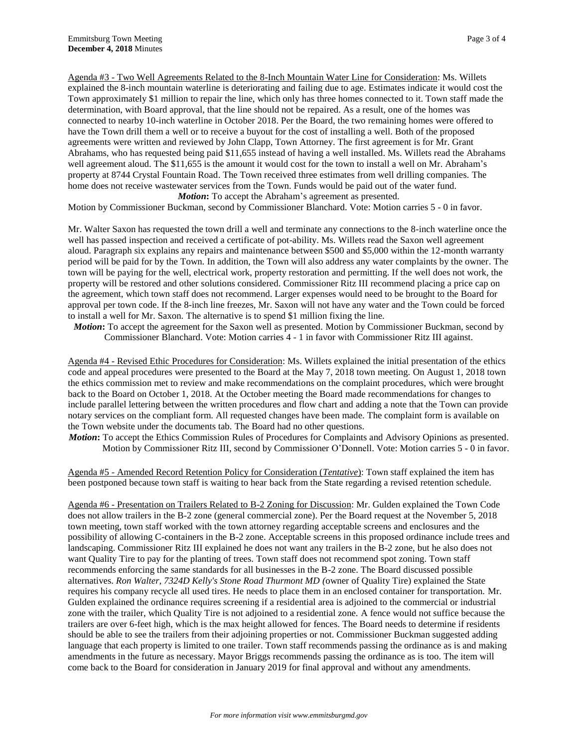Agenda #3 - Two Well Agreements Related to the 8-Inch Mountain Water Line for Consideration: Ms. Willets explained the 8-inch mountain waterline is deteriorating and failing due to age. Estimates indicate it would cost the Town approximately $1 million to repair the line, which only has three homes connected to it. Town staff made the determination, with Board approval, that the line should not be repaired. As a result, one of the homes was connected to nearby 10-inch waterline in October 2018. Per the Board, the two remaining homes were offered to have the Town drill them a well or to receive a buyout for the cost of installing a well. Both of the proposed agreements were written and reviewed by John Clapp, Town Attorney. The first agreement is for Mr. Grant Abrahams, who has requested being paid $11,655 instead of having a well installed. Ms. Willets read the Abrahams well agreement aloud. The $11,655 is the amount it would cost for the town to install a well on Mr. Abraham's property at 8744 Crystal Fountain Road. The Town received three estimates from well drilling companies. The home does not receive wastewater services from the Town. Funds would be paid out of the water fund.

***Motion*:** To accept the Abraham's agreement as presented.

Motion by Commissioner Buckman, second by Commissioner Blanchard. Vote: Motion carries 5 - 0 in favor.

Mr. Walter Saxon has requested the town drill a well and terminate any connections to the 8-inch waterline once the well has passed inspection and received a certificate of pot-ability. Ms. Willets read the Saxon well agreement aloud. Paragraph six explains any repairs and maintenance between $500 and $5,000 within the 12-month warranty period will be paid for by the Town. In addition, the Town will also address any water complaints by the owner. The town will be paying for the well, electrical work, property restoration and permitting. If the well does not work, the property will be restored and other solutions considered. Commissioner Ritz III recommend placing a price cap on the agreement, which town staff does not recommend. Larger expenses would need to be brought to the Board for approval per town code. If the 8-inch line freezes, Mr. Saxon will not have any water and the Town could be forced to install a well for Mr. Saxon. The alternative is to spend $1 million fixing the line.

***Motion*:** To accept the agreement for the Saxon well as presented. Motion by Commissioner Buckman, second by Commissioner Blanchard. Vote: Motion carries 4 - 1 in favor with Commissioner Ritz III against.

Agenda #4 - Revised Ethic Procedures for Consideration: Ms. Willets explained the initial presentation of the ethics code and appeal procedures were presented to the Board at the May 7, 2018 town meeting. On August 1, 2018 town the ethics commission met to review and make recommendations on the complaint procedures, which were brought back to the Board on October 1, 2018. At the October meeting the Board made recommendations for changes to include parallel lettering between the written procedures and flow chart and adding a note that the Town can provide notary services on the compliant form. All requested changes have been made. The complaint form is available on the Town website under the documents tab. The Board had no other questions.

***Motion*:** To accept the Ethics Commission Rules of Procedures for Complaints and Advisory Opinions as presented. Motion by Commissioner Ritz III, second by Commissioner O'Donnell. Vote: Motion carries 5 - 0 in favor.

Agenda #5 - Amended Record Retention Policy for Consideration (*Tentative*): Town staff explained the item has been postponed because town staff is waiting to hear back from the State regarding a revised retention schedule.

Agenda #6 - Presentation on Trailers Related to B-2 Zoning for Discussion: Mr. Gulden explained the Town Code does not allow trailers in the B-2 zone (general commercial zone). Per the Board request at the November 5, 2018 town meeting, town staff worked with the town attorney regarding acceptable screens and enclosures and the possibility of allowing C-containers in the B-2 zone. Acceptable screens in this proposed ordinance include trees and landscaping. Commissioner Ritz III explained he does not want any trailers in the B-2 zone, but he also does not want Quality Tire to pay for the planting of trees. Town staff does not recommend spot zoning. Town staff recommends enforcing the same standards for all businesses in the B-2 zone. The Board discussed possible alternatives. *Ron Walter, 7324D Kelly's Stone Road Thurmont MD (*owner of Quality Tire) explained the State requires his company recycle all used tires. He needs to place them in an enclosed container for transportation. Mr. Gulden explained the ordinance requires screening if a residential area is adjoined to the commercial or industrial zone with the trailer, which Quality Tire is not adjoined to a residential zone. A fence would not suffice because the trailers are over 6-feet high, which is the max height allowed for fences. The Board needs to determine if residents should be able to see the trailers from their adjoining properties or not. Commissioner Buckman suggested adding language that each property is limited to one trailer. Town staff recommends passing the ordinance as is and making amendments in the future as necessary. Mayor Briggs recommends passing the ordinance as is too. The item will come back to the Board for consideration in January 2019 for final approval and without any amendments.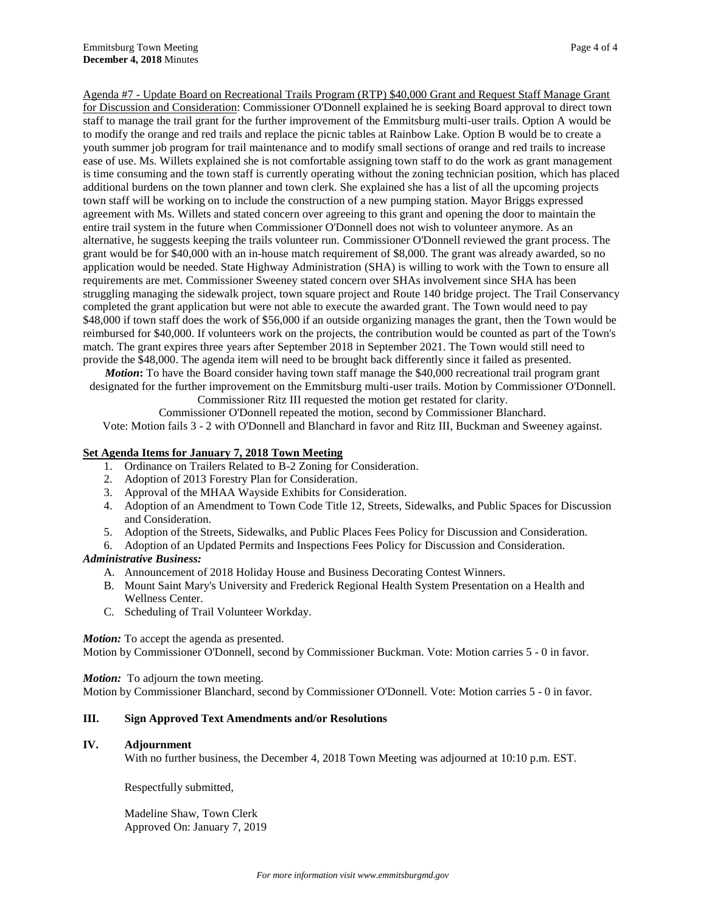Agenda #7 - Update Board on Recreational Trails Program (RTP) $40,000 Grant and Request Staff Manage Grant for Discussion and Consideration: Commissioner O'Donnell explained he is seeking Board approval to direct town staff to manage the trail grant for the further improvement of the Emmitsburg multi-user trails. Option A would be to modify the orange and red trails and replace the picnic tables at Rainbow Lake. Option B would be to create a youth summer job program for trail maintenance and to modify small sections of orange and red trails to increase ease of use. Ms. Willets explained she is not comfortable assigning town staff to do the work as grant management is time consuming and the town staff is currently operating without the zoning technician position, which has placed additional burdens on the town planner and town clerk. She explained she has a list of all the upcoming projects town staff will be working on to include the construction of a new pumping station. Mayor Briggs expressed agreement with Ms. Willets and stated concern over agreeing to this grant and opening the door to maintain the entire trail system in the future when Commissioner O'Donnell does not wish to volunteer anymore. As an alternative, he suggests keeping the trails volunteer run. Commissioner O'Donnell reviewed the grant process. The grant would be for $40,000 with an in-house match requirement of $8,000. The grant was already awarded, so no application would be needed. State Highway Administration (SHA) is willing to work with the Town to ensure all requirements are met. Commissioner Sweeney stated concern over SHAs involvement since SHA has been struggling managing the sidewalk project, town square project and Route 140 bridge project. The Trail Conservancy completed the grant application but were not able to execute the awarded grant. The Town would need to pay $48,000 if town staff does the work of $56,000 if an outside organizing manages the grant, then the Town would be reimbursed for $40,000. If volunteers work on the projects, the contribution would be counted as part of the Town's match. The grant expires three years after September 2018 in September 2021. The Town would still need to provide the $48,000. The agenda item will need to be brought back differently since it failed as presented.

***Motion*:** To have the Board consider having town staff manage the $40,000 recreational trail program grant designated for the further improvement on the Emmitsburg multi-user trails. Motion by Commissioner O'Donnell. Commissioner Ritz III requested the motion get restated for clarity.

Commissioner O'Donnell repeated the motion, second by Commissioner Blanchard.

Vote: Motion fails 3 - 2 with O'Donnell and Blanchard in favor and Ritz III, Buckman and Sweeney against.

**Set Agenda Items for January 7, 2018 Town Meeting**

1. Ordinance on Trailers Related to B-2 Zoning for Consideration.
2. Adoption of 2013 Forestry Plan for Consideration.
3. Approval of the MHAA Wayside Exhibits for Consideration.
4. Adoption of an Amendment to Town Code Title 12, Streets, Sidewalks, and Public Spaces for Discussion and Consideration.
5. Adoption of the Streets, Sidewalks, and Public Places Fees Policy for Discussion and Consideration.
6. Adoption of an Updated Permits and Inspections Fees Policy for Discussion and Consideration.

***Administrative Business:***

A. Announcement of 2018 Holiday House and Business Decorating Contest Winners.
B. Mount Saint Mary's University and Frederick Regional Health System Presentation on a Health and Wellness Center.
C. Scheduling of Trail Volunteer Workday.

***Motion:*** To accept the agenda as presented.
Motion by Commissioner O'Donnell, second by Commissioner Buckman. Vote: Motion carries 5 - 0 in favor.

***Motion:*** To adjourn the town meeting.
Motion by Commissioner Blanchard, second by Commissioner O'Donnell. Vote: Motion carries 5 - 0 in favor.

### III. Sign Approved Text Amendments and/or Resolutions

### IV. Adjournment

With no further business, the December 4, 2018 Town Meeting was adjourned at 10:10 p.m. EST.

Respectfully submitted,

Madeline Shaw, Town Clerk
Approved On: January 7, 2019

*For more information visit www.emmitsburgmd.gov*